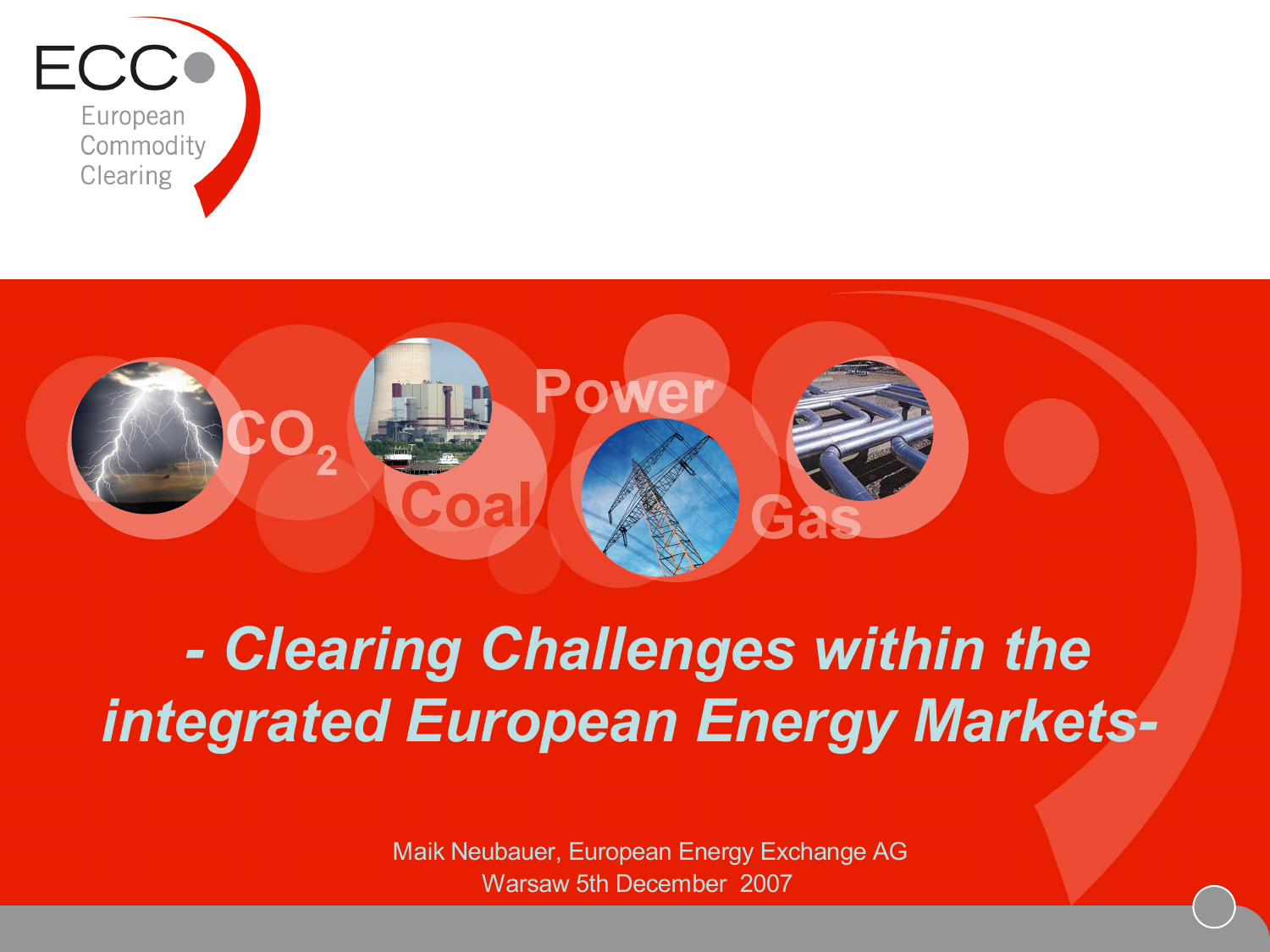ECC
European Commodity Clearing

$CO_2$ Coal Power Gas

# - Clearing Challenges within the integrated European Energy Markets-

Maik Neubauer, European Energy Exchange AG
Warsaw 5th December 2007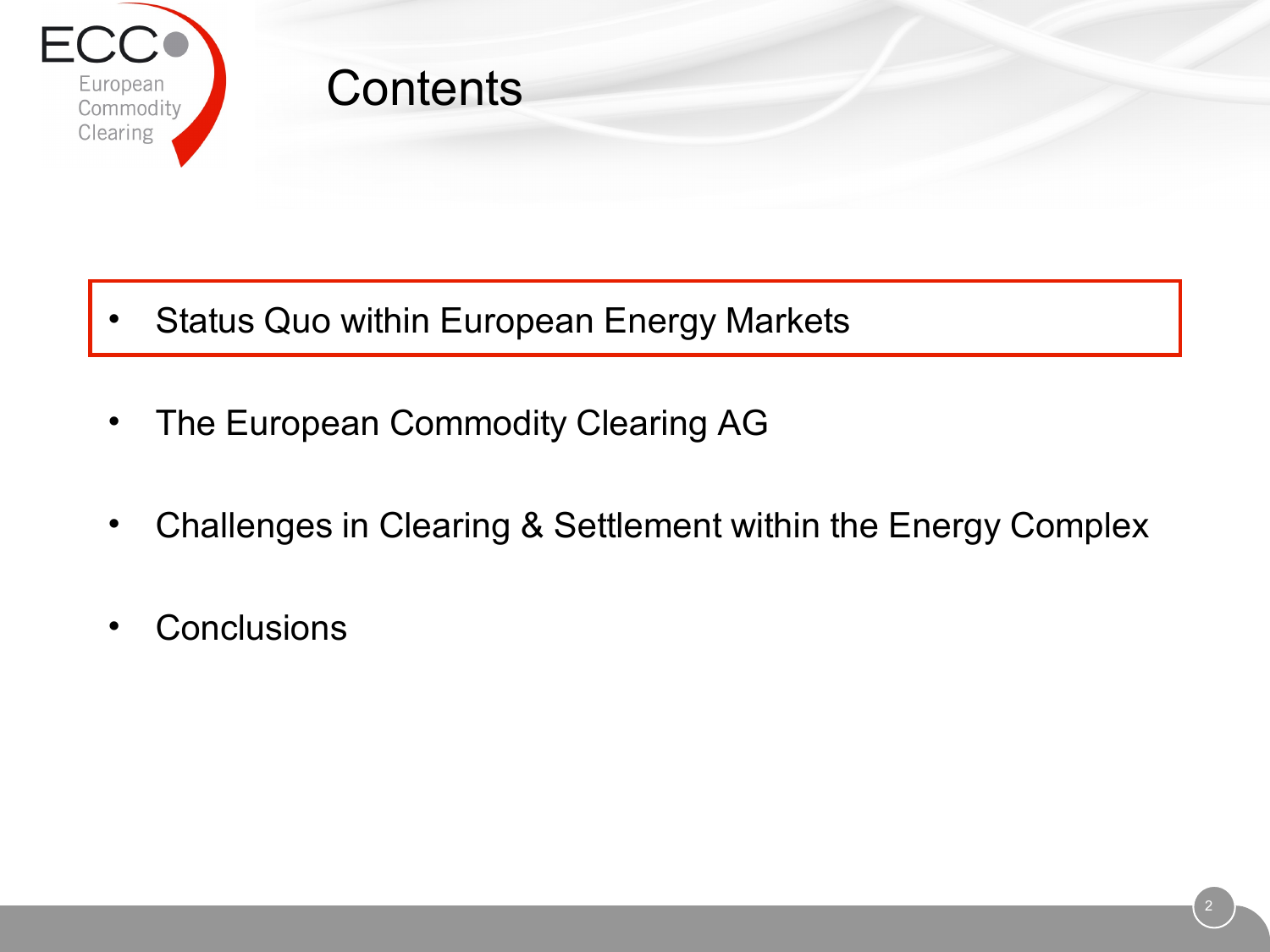# Contents

- Status Quo within European Energy Markets
- The European Commodity Clearing AG
- Challenges in Clearing & Settlement within the Energy Complex
- Conclusions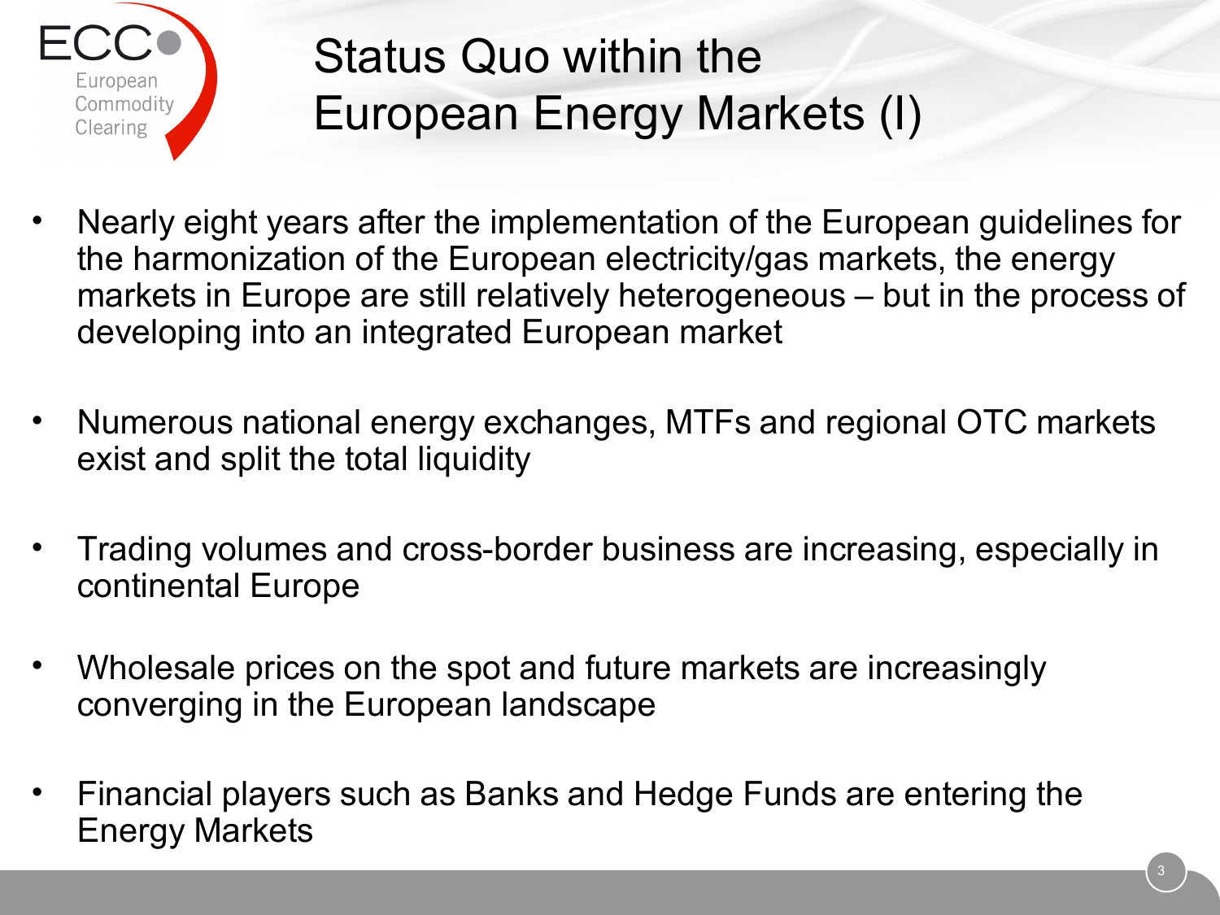# Status Quo within the European Energy Markets (I)

- Nearly eight years after the implementation of the European guidelines for the harmonization of the European electricity/gas markets, the energy markets in Europe are still relatively heterogeneous – but in the process of developing into an integrated European market
- Numerous national energy exchanges, MTFs and regional OTC markets exist and split the total liquidity
- Trading volumes and cross-border business are increasing, especially in continental Europe
- Wholesale prices on the spot and future markets are increasingly converging in the European landscape
- Financial players such as Banks and Hedge Funds are entering the Energy Markets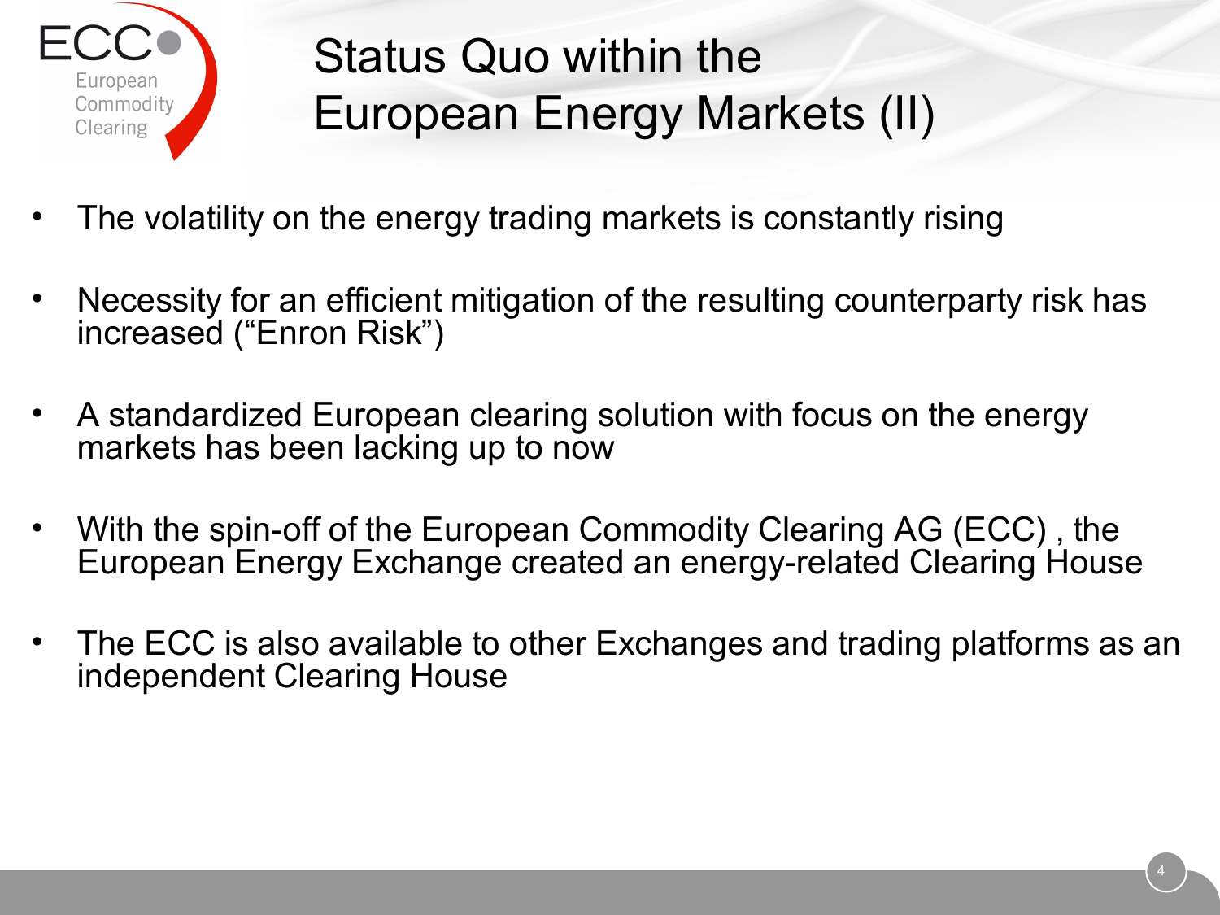# Status Quo within the European Energy Markets (II)

- The volatility on the energy trading markets is constantly rising
- Necessity for an efficient mitigation of the resulting counterparty risk has increased (“Enron Risk”)
- A standardized European clearing solution with focus on the energy markets has been lacking up to now
- With the spin-off of the European Commodity Clearing AG (ECC) , the European Energy Exchange created an energy-related Clearing House
- The ECC is also available to other Exchanges and trading platforms as an independent Clearing House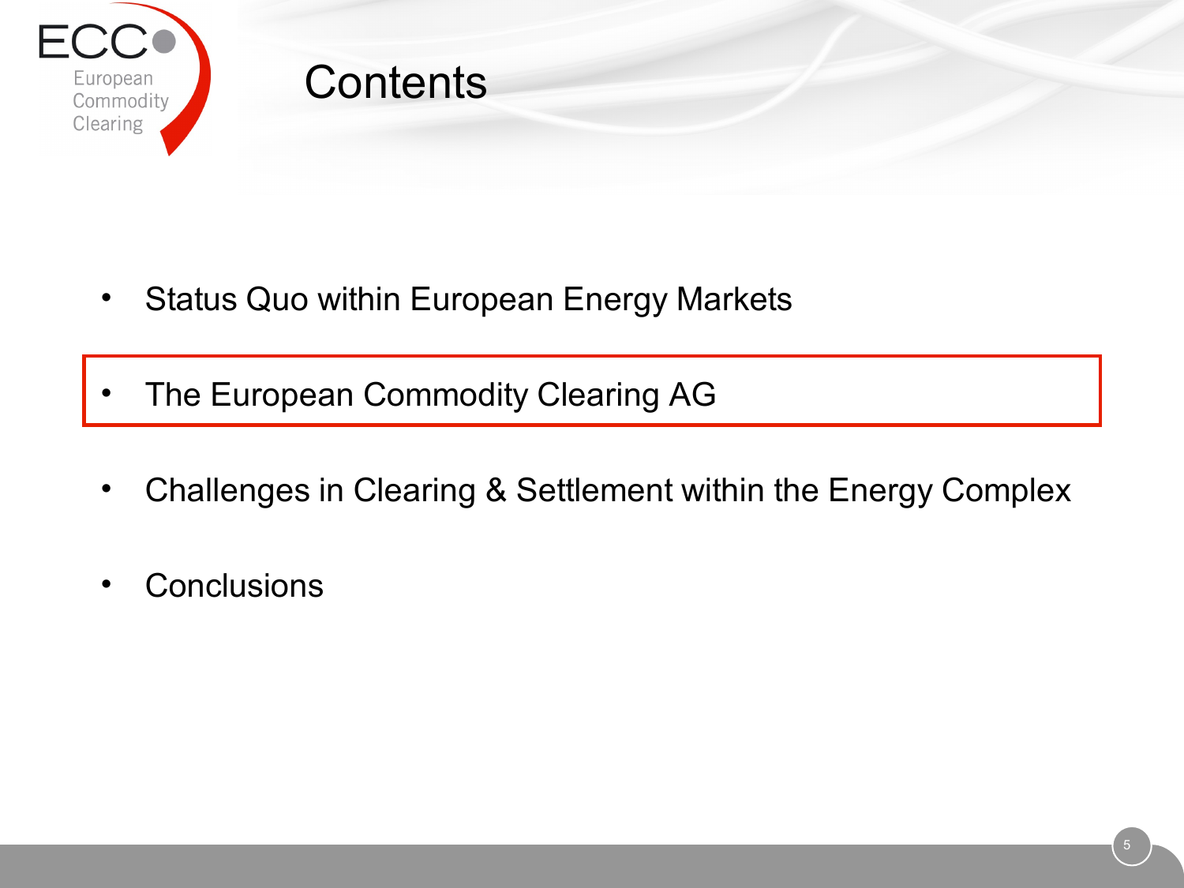# Contents

- Status Quo within European Energy Markets
- The European Commodity Clearing AG
- Challenges in Clearing & Settlement within the Energy Complex
- Conclusions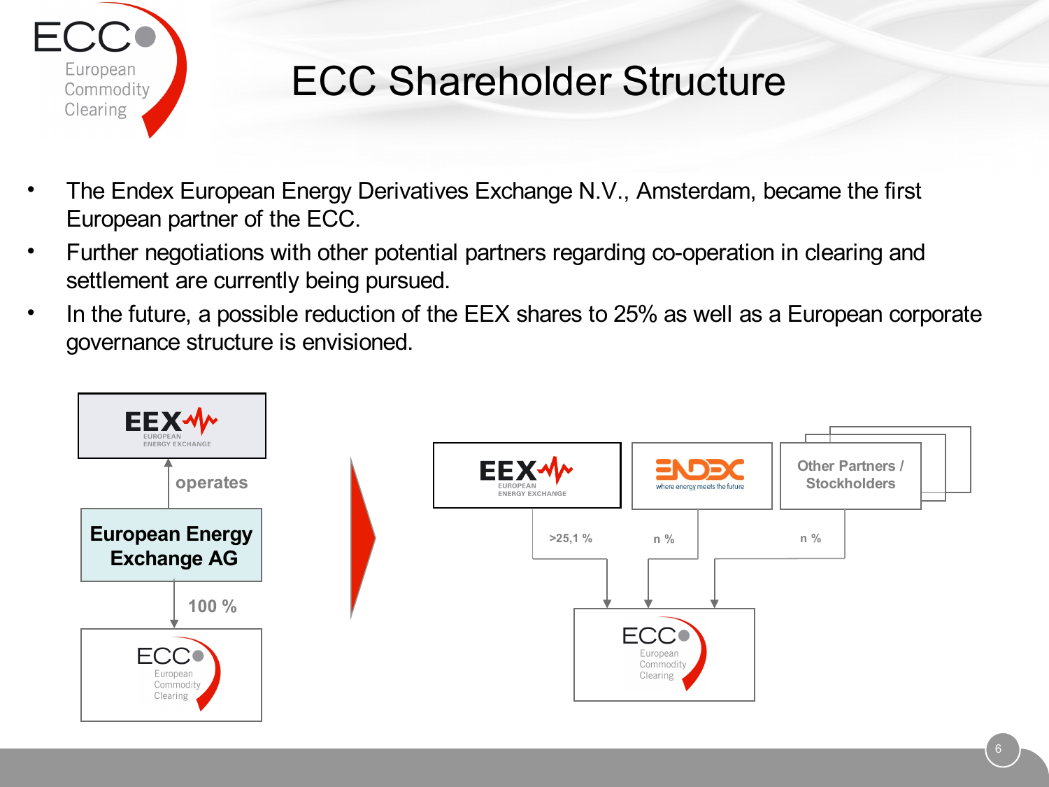# ECC Shareholder Structure

- The Endex European Energy Derivatives Exchange N.V., Amsterdam, became the first European partner of the ECC.
- Further negotiations with other potential partners regarding co-operation in clearing and settlement are currently being pursued.
- In the future, a possible reduction of the EEX shares to 25% as well as a European corporate governance structure is envisioned.

EEX European Energy Exchange

operates

European Energy Exchange AG

100 %

ECC European Commodity Clearing

EEX European Energy Exchange | ENDEX where energy meets the future | Other Partners / Stockholders

>25,1 % | n % | n %

ECC European Commodity Clearing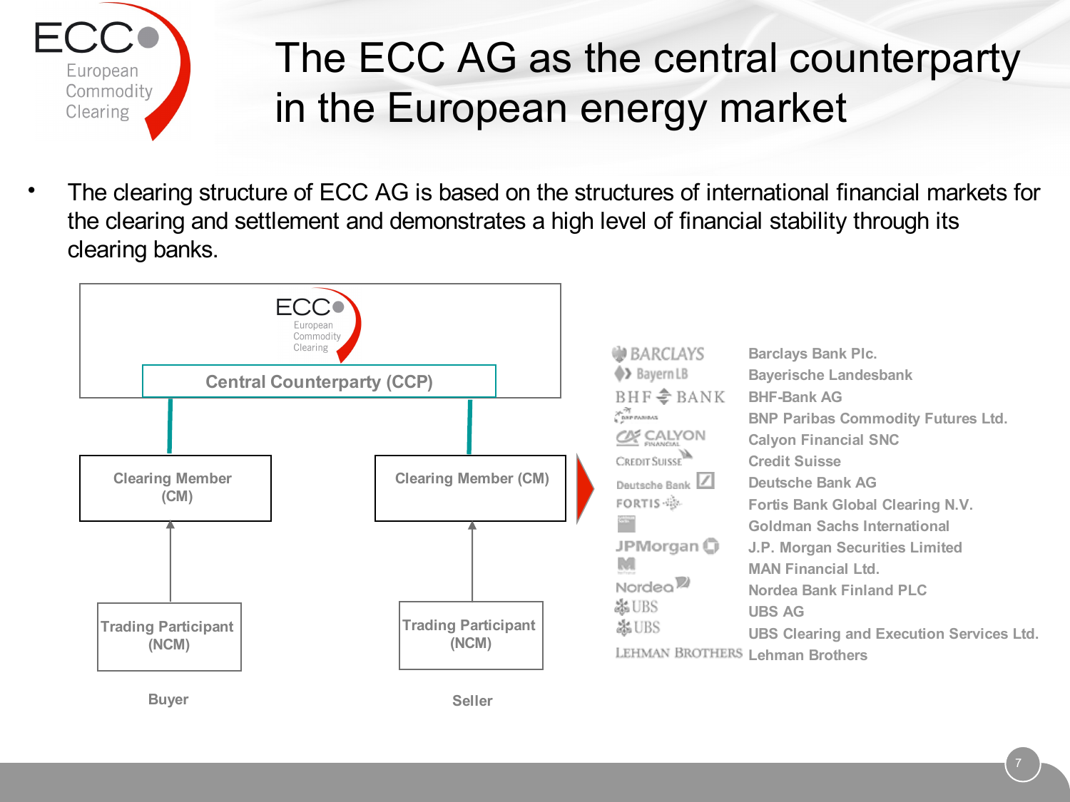# The ECC AG as the central counterparty in the European energy market

- The clearing structure of ECC AG is based on the structures of international financial markets for the clearing and settlement and demonstrates a high level of financial stability through its clearing banks.

Central Counterparty (CCP)

Clearing Member (CM)

Clearing Member (CM)

Trading Participant (NCM)

Trading Participant (NCM)

Buyer

Seller

- Barclays Bank Plc.
- Bayerische Landesbank
- BHF-Bank AG
- BNP Paribas Commodity Futures Ltd.
- Calyon Financial SNC
- Credit Suisse
- Deutsche Bank AG
- Fortis Bank Global Clearing N.V.
- Goldman Sachs International
- J.P. Morgan Securities Limited
- MAN Financial Ltd.
- Nordea Bank Finland PLC
- UBS AG
- UBS Clearing and Execution Services Ltd.
- Lehman Brothers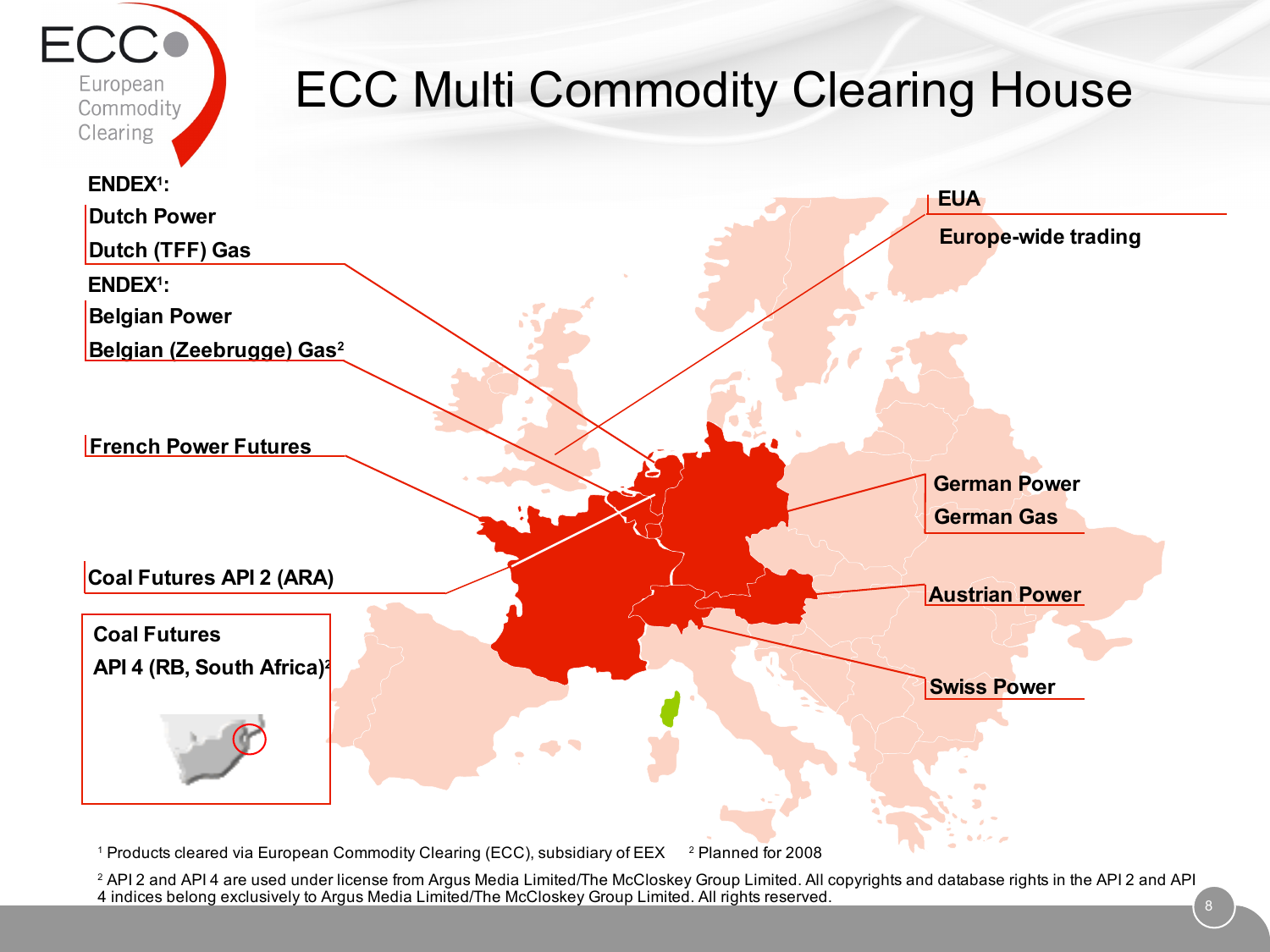# ECC Multi Commodity Clearing House

**ENDEX[1]:**
**Dutch Power**
**Dutch (TFF) Gas**

**ENDEX[1]:**
**Belgian Power**
**Belgian (Zeebrugge) Gas[2]**

**French Power Futures**

**Coal Futures API 2 (ARA)**

**Coal Futures**
**API 4 (RB, South Africa)[2]**

**EUA**
**Europe-wide trading**

**German Power**
**German Gas**

**Austrian Power**

**Swiss Power**

[1] Products cleared via European Commodity Clearing (ECC), subsidiary of EEX  [2] Planned for 2008

[2] API 2 and API 4 are used under license from Argus Media Limited/The McCloskey Group Limited. All copyrights and database rights in the API 2 and API 4 indices belong exclusively to Argus Media Limited/The McCloskey Group Limited. All rights reserved.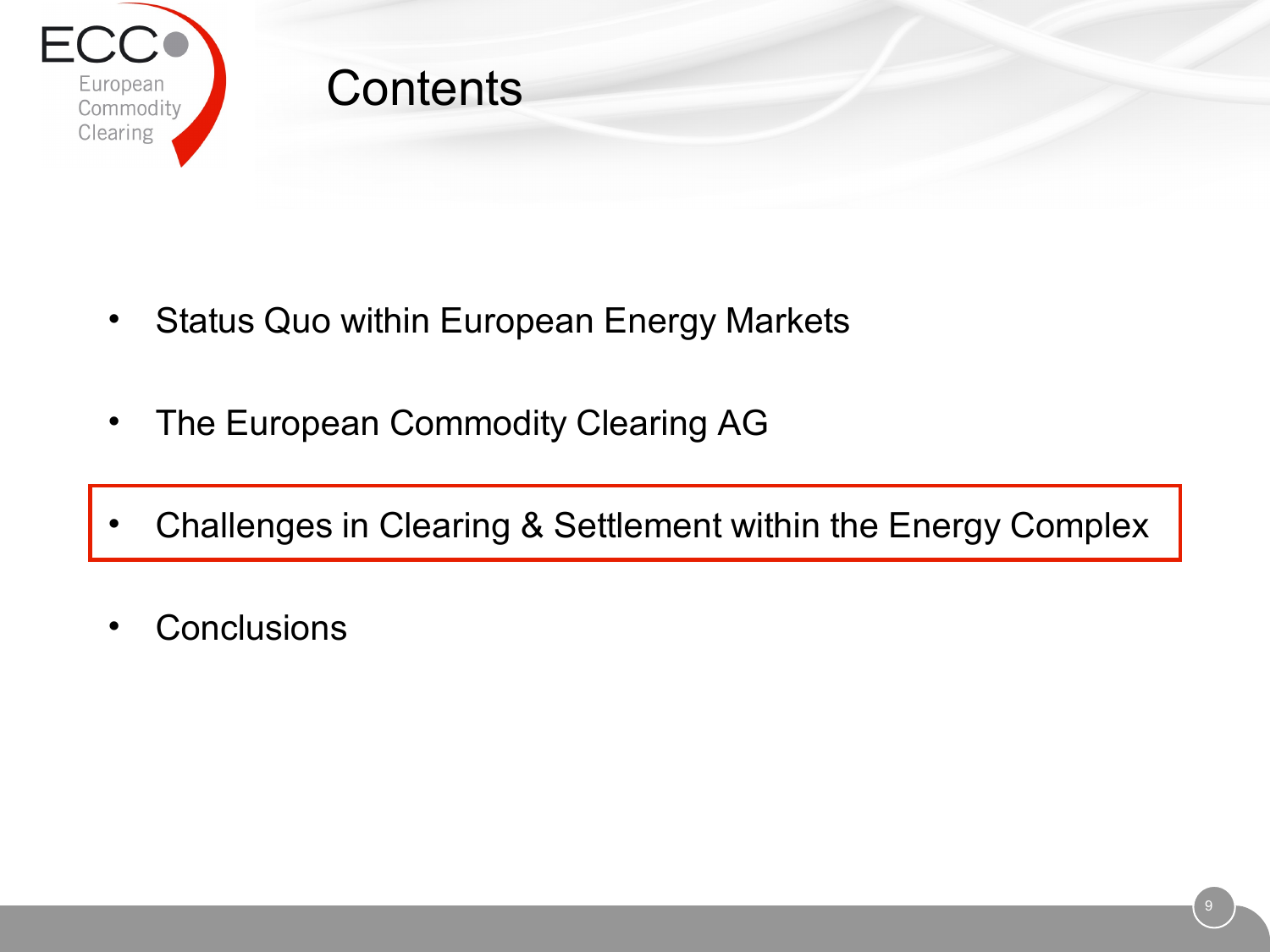# Contents

- Status Quo within European Energy Markets
- The European Commodity Clearing AG
- Challenges in Clearing & Settlement within the Energy Complex
- Conclusions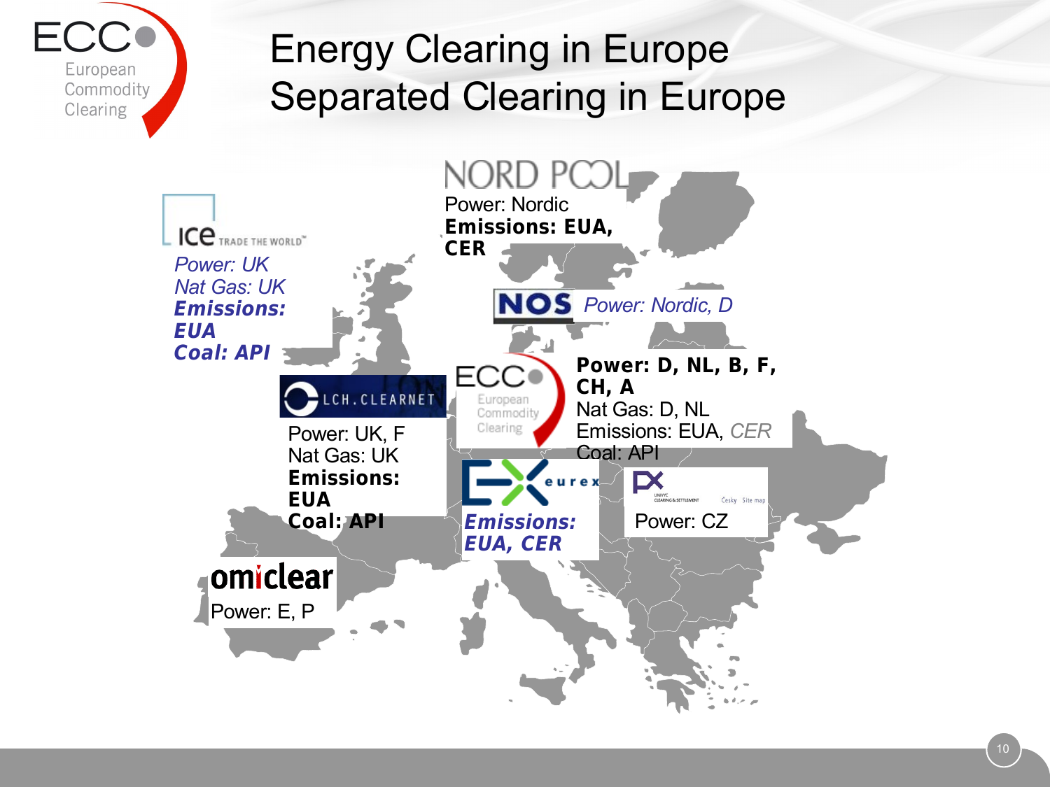# Energy Clearing in Europe
# Separated Clearing in Europe

**NORD POOL**
Power: Nordic
**Emissions: EUA, CER**

**ICE**
*Power: UK*
*Nat Gas: UK*
***Emissions: EUA***
***Coal: API***

**NOS**
*Power: Nordic, D*

**LCH.CLEARNET**
Power: UK, F
Nat Gas: UK
**Emissions: EUA**
**Coal: API**

**ECC European Commodity Clearing**
**Power: D, NL, B, F, CH, A**
Nat Gas: D, NL
Emissions: EUA, *CER*
Coal: API

**eurex**
***Emissions: EUA, CER***

**PX**
Power: CZ

**omiclear**
Power: E, P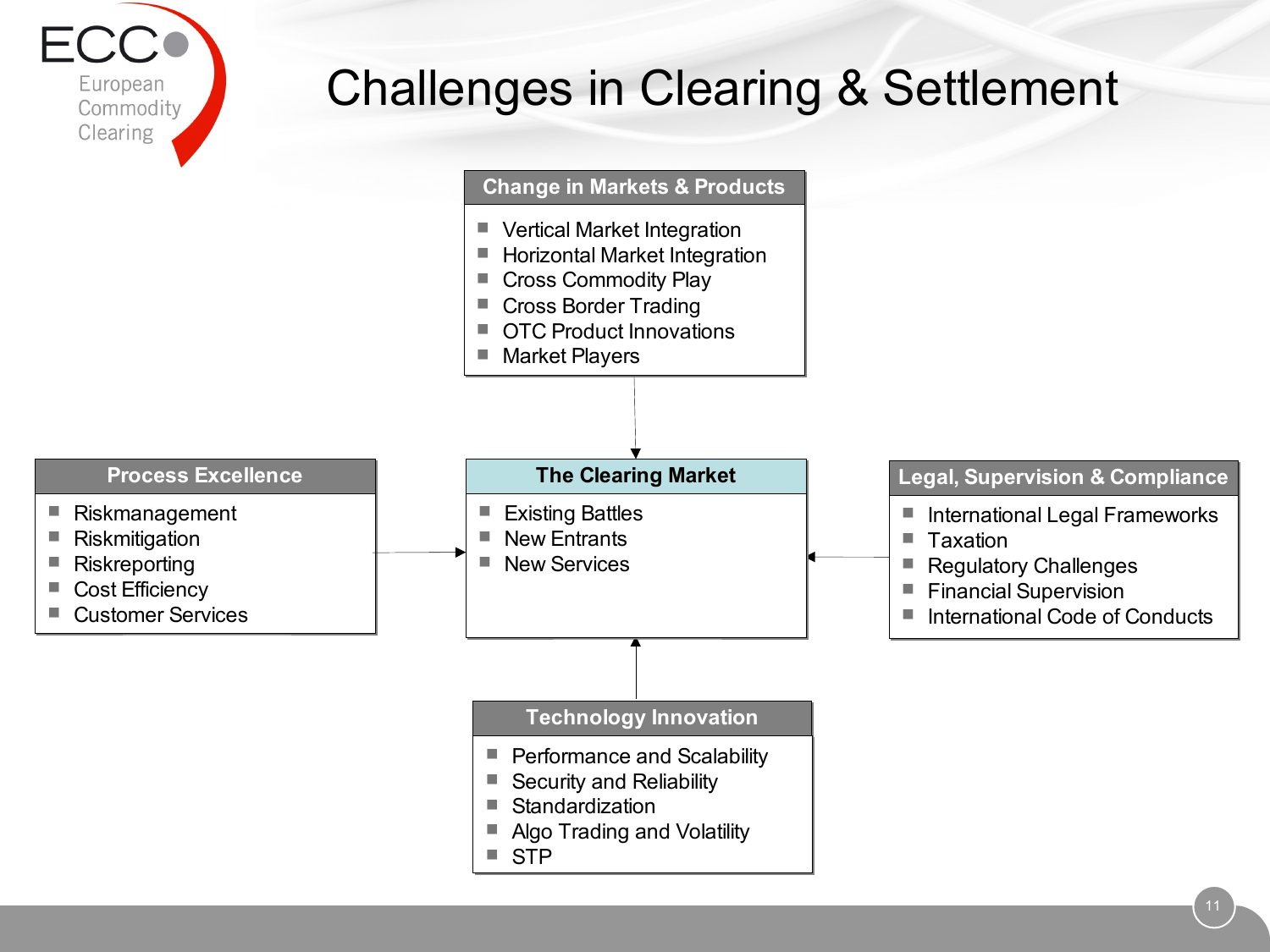# Challenges in Clearing & Settlement

## Change in Markets & Products

- Vertical Market Integration
- Horizontal Market Integration
- Cross Commodity Play
- Cross Border Trading
- OTC Product Innovations
- Market Players

## Process Excellence

- Riskmanagement
- Riskmitigation
- Riskreporting
- Cost Efficiency
- Customer Services

## The Clearing Market

- Existing Battles
- New Entrants
- New Services

## Legal, Supervision & Compliance

- International Legal Frameworks
- Taxation
- Regulatory Challenges
- Financial Supervision
- International Code of Conducts

## Technology Innovation

- Performance and Scalability
- Security and Reliability
- Standardization
- Algo Trading and Volatility
- STP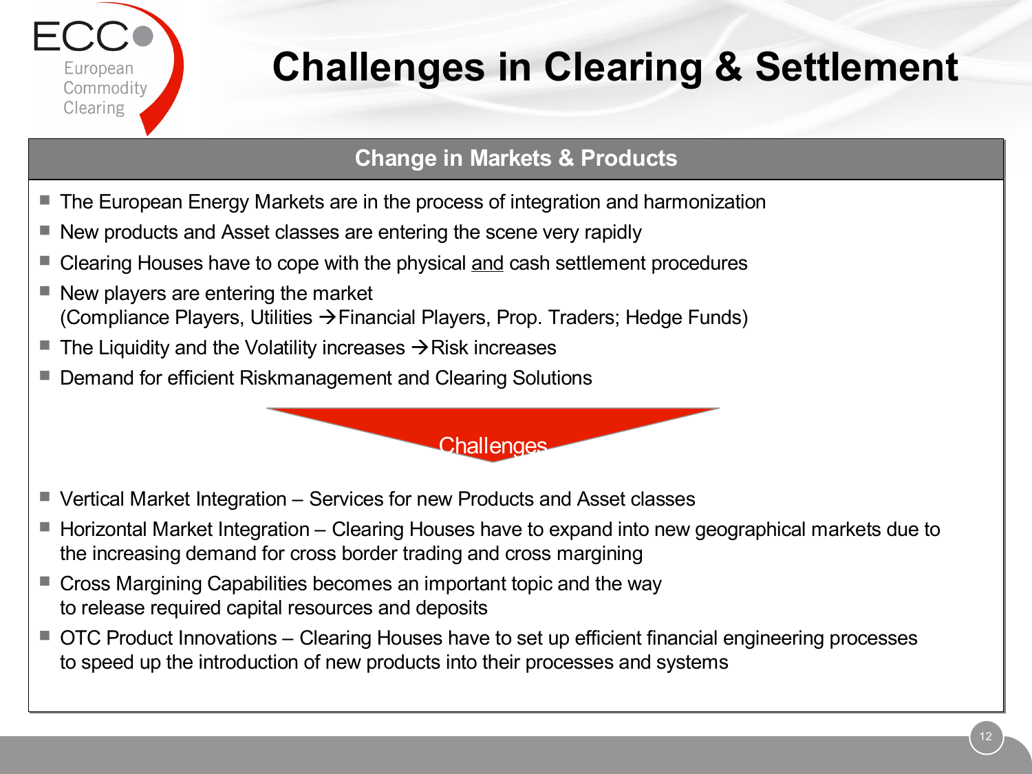# Challenges in Clearing & Settlement

## Change in Markets & Products

- The European Energy Markets are in the process of integration and harmonization
- New products and Asset classes are entering the scene very rapidly
- Clearing Houses have to cope with the physical and cash settlement procedures
- New players are entering the market
  (Compliance Players, Utilities →Financial Players, Prop. Traders; Hedge Funds)
- The Liquidity and the Volatility increases →Risk increases
- Demand for efficient Riskmanagement and Clearing Solutions

**Challenges**

- Vertical Market Integration – Services for new Products and Asset classes
- Horizontal Market Integration – Clearing Houses have to expand into new geographical markets due to the increasing demand for cross border trading and cross margining
- Cross Margining Capabilities becomes an important topic and the way to release required capital resources and deposits
- OTC Product Innovations – Clearing Houses have to set up efficient financial engineering processes to speed up the introduction of new products into their processes and systems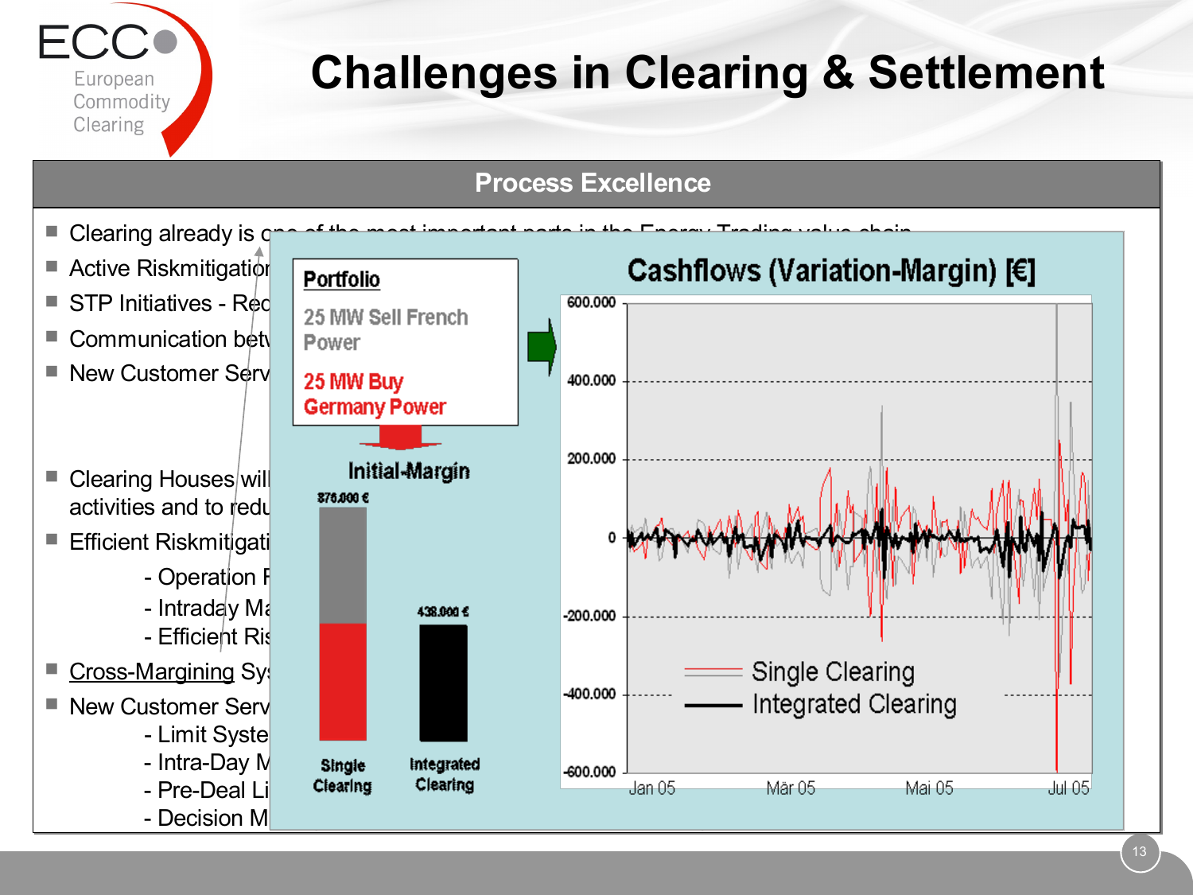# Challenges in Clearing & Settlement

## Process Excellence

- Clearing already is o...
- Active Riskmitigation...
- STP Initiatives - Red...
- Communication betw...
- New Customer Serv...
- Clearing Houses will... activities and to redu...
- Efficient Riskmitigati...
  - Operation F...
  - Intraday Ma...
  - Efficient Ris...
- Cross-Margining Sys...
- New Customer Serv...
  - Limit Syste...
  - Intra-Day M...
  - Pre-Deal Li...
  - Decision M...

**Portfolio**

25 MW Sell French Power

25 MW Buy Germany Power

**Initial-Margin**

| | Single Clearing | Integrated Clearing |
|---|---|---|
| Initial-Margin | 876.000 € | 438.000 € |

**Cashflows (Variation-Margin) [€]**

Single Clearing

Integrated Clearing

600.000, 400.000, 200.000, 0, -200.000, -400.000, -600.000

Jan 05, Mär 05, Mai 05, Jul 05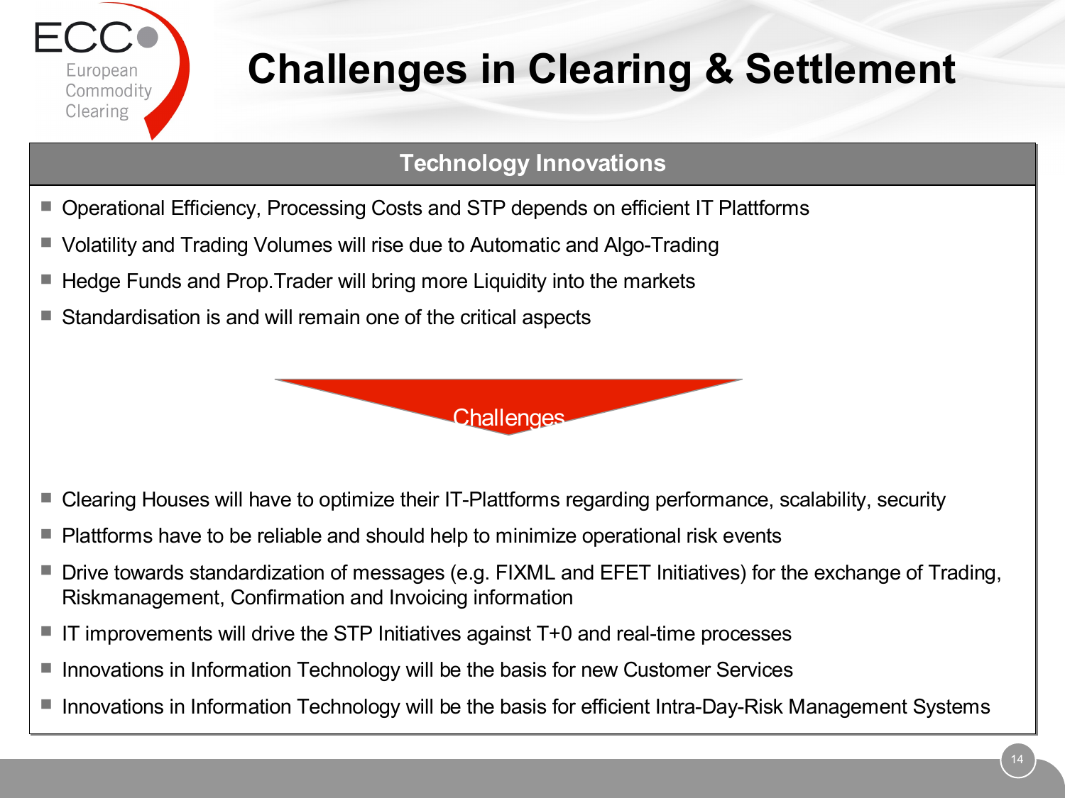# Challenges in Clearing & Settlement

## Technology Innovations

- Operational Efficiency, Processing Costs and STP depends on efficient IT Plattforms
- Volatility and Trading Volumes will rise due to Automatic and Algo-Trading
- Hedge Funds and Prop.Trader will bring more Liquidity into the markets
- Standardisation is and will remain one of the critical aspects

**Challenges**

- Clearing Houses will have to optimize their IT-Plattforms regarding performance, scalability, security
- Plattforms have to be reliable and should help to minimize operational risk events
- Drive towards standardization of messages (e.g. FIXML and EFET Initiatives) for the exchange of Trading, Riskmanagement, Confirmation and Invoicing information
- IT improvements will drive the STP Initiatives against T+0 and real-time processes
- Innovations in Information Technology will be the basis for new Customer Services
- Innovations in Information Technology will be the basis for efficient Intra-Day-Risk Management Systems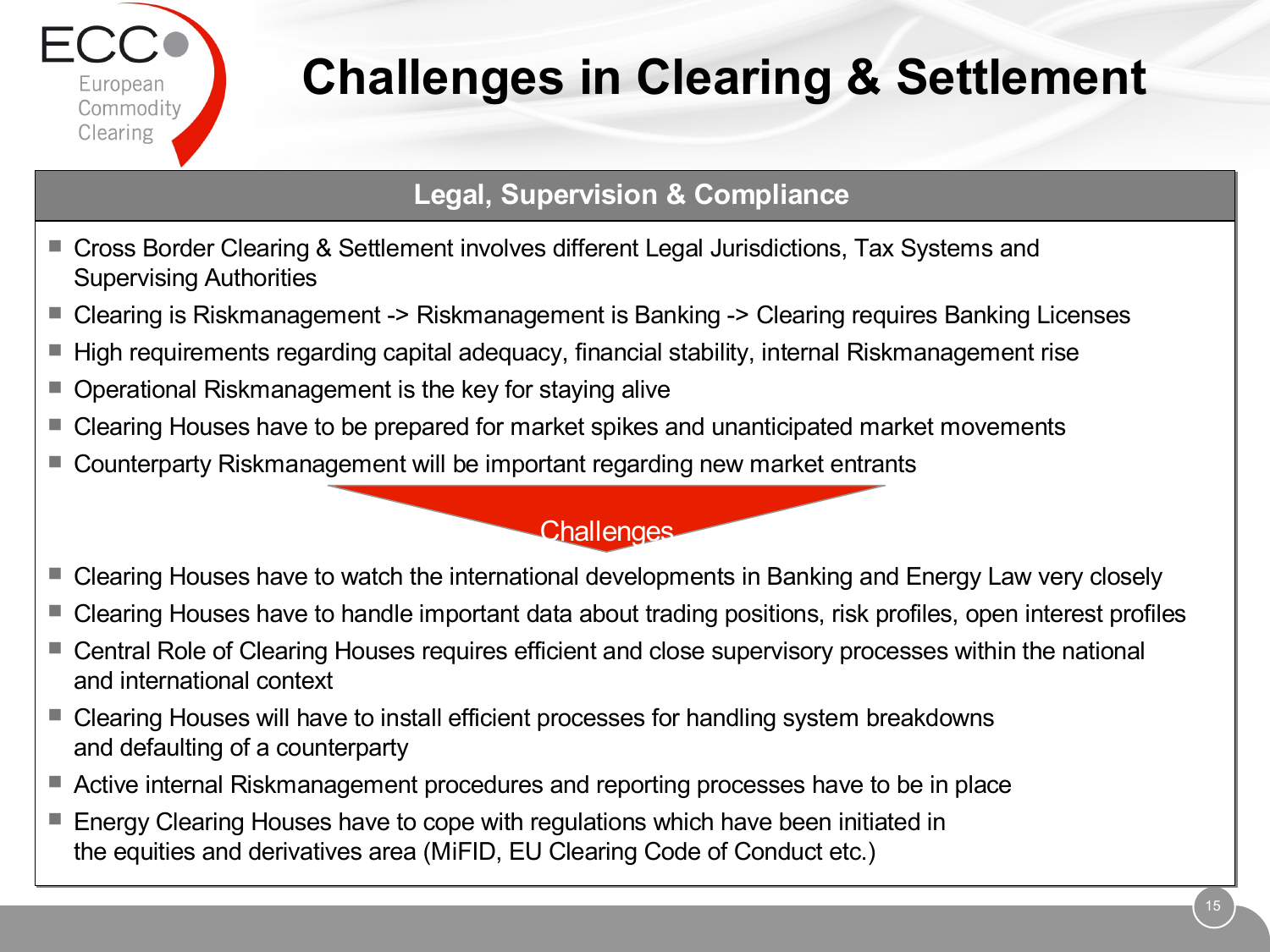# Challenges in Clearing & Settlement

## Legal, Supervision & Compliance

- Cross Border Clearing & Settlement involves different Legal Jurisdictions, Tax Systems and Supervising Authorities
- Clearing is Riskmanagement -> Riskmanagement is Banking -> Clearing requires Banking Licenses
- High requirements regarding capital adequacy, financial stability, internal Riskmanagement rise
- Operational Riskmanagement is the key for staying alive
- Clearing Houses have to be prepared for market spikes and unanticipated market movements
- Counterparty Riskmanagement will be important regarding new market entrants

**Challenges**

- Clearing Houses have to watch the international developments in Banking and Energy Law very closely
- Clearing Houses have to handle important data about trading positions, risk profiles, open interest profiles
- Central Role of Clearing Houses requires efficient and close supervisory processes within the national and international context
- Clearing Houses will have to install efficient processes for handling system breakdowns and defaulting of a counterparty
- Active internal Riskmanagement procedures and reporting processes have to be in place
- Energy Clearing Houses have to cope with regulations which have been initiated in the equities and derivatives area (MiFID, EU Clearing Code of Conduct etc.)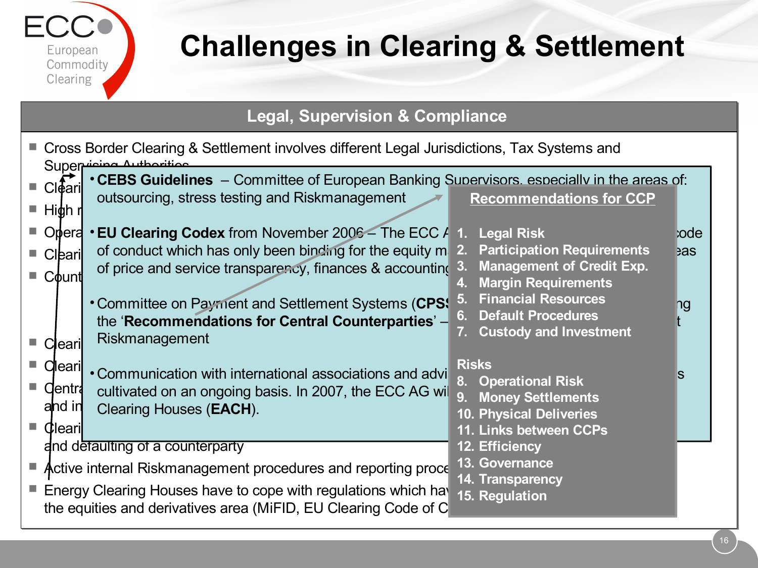# Challenges in Clearing & Settlement

## Legal, Supervision & Compliance

- Cross Border Clearing & Settlement involves different Legal Jurisdictions, Tax Systems and Supervising Authorities
- Cleari
- High r
- Opera
- Cleari
- Count
- Cleari
- Cleari
- Centra and in
- Cleari and defaulting of a counterparty
- Active internal Riskmanagement procedures and reporting proce
- Energy Clearing Houses have to cope with regulations which hav the equities and derivatives area (MiFID, EU Clearing Code of C

---

- **CEBS Guidelines** – Committee of European Banking Supervisors, especially in the areas of: outsourcing, stress testing and Riskmanagement
- **EU Clearing Codex** from November 2006 – The ECC A ... code of conduct which has only been binding for the equity m ... eas of price and service transparency, finances & accounting
- Committee on Payment and Settlement Systems (**CPSS** ... ng the '**Recommendations for Central Counterparties**' – ... t Riskmanagement
- Communication with international associations and advi ... s cultivated on an ongoing basis. In 2007, the ECC AG wi ... Clearing Houses (**EACH**).

---

**Recommendations for CCP**

1. Legal Risk
2. Participation Requirements
3. Management of Credit Exp.
4. Margin Requirements
5. Financial Resources
6. Default Procedures
7. Custody and Investment

**Risks**

8. Operational Risk
9. Money Settlements
10. Physical Deliveries
11. Links between CCPs
12. Efficiency
13. Governance
14. Transparency
15. Regulation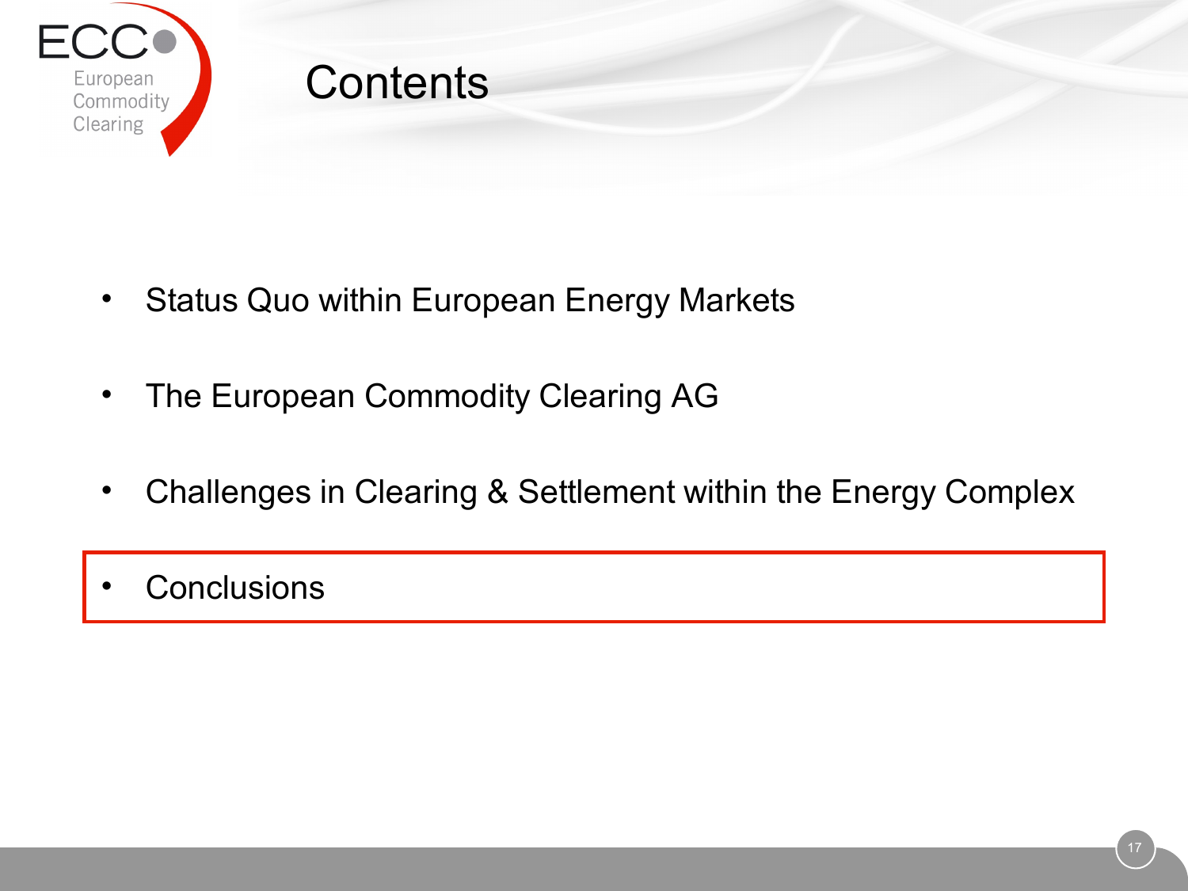# Contents

- Status Quo within European Energy Markets
- The European Commodity Clearing AG
- Challenges in Clearing & Settlement within the Energy Complex
- Conclusions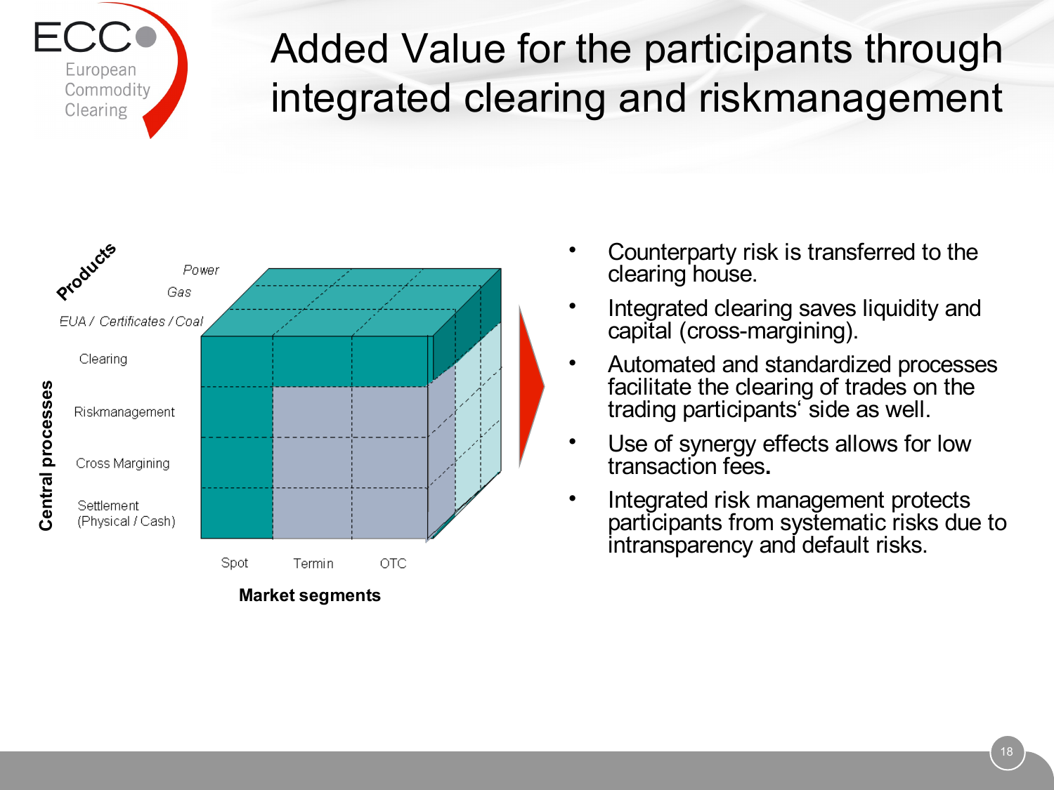# Added Value for the participants through integrated clearing and riskmanagement

Products: Power, Gas, EUA / Certificates / Coal

Central processes: Clearing, Riskmanagement, Cross Margining, Settlement (Physical / Cash)

Market segments: Spot, Termin, OTC

- Counterparty risk is transferred to the clearing house.
- Integrated clearing saves liquidity and capital (cross-margining).
- Automated and standardized processes facilitate the clearing of trades on the trading participants' side as well.
- Use of synergy effects allows for low transaction fees.
- Integrated risk management protects participants from systematic risks due to intransparency and default risks.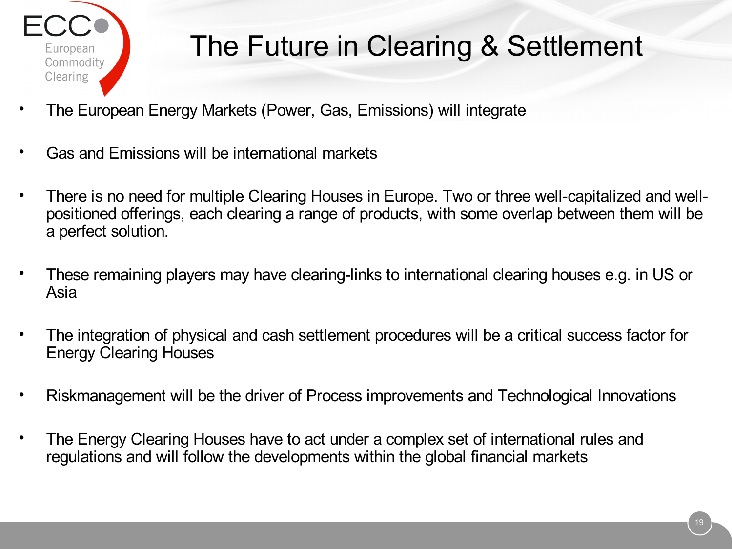# The Future in Clearing & Settlement

- The European Energy Markets (Power, Gas, Emissions) will integrate
- Gas and Emissions will be international markets
- There is no need for multiple Clearing Houses in Europe. Two or three well-capitalized and well-positioned offerings, each clearing a range of products, with some overlap between them will be a perfect solution.
- These remaining players may have clearing-links to international clearing houses e.g. in US or Asia
- The integration of physical and cash settlement procedures will be a critical success factor for Energy Clearing Houses
- Riskmanagement will be the driver of Process improvements and Technological Innovations
- The Energy Clearing Houses have to act under a complex set of international rules and regulations and will follow the developments within the global financial markets